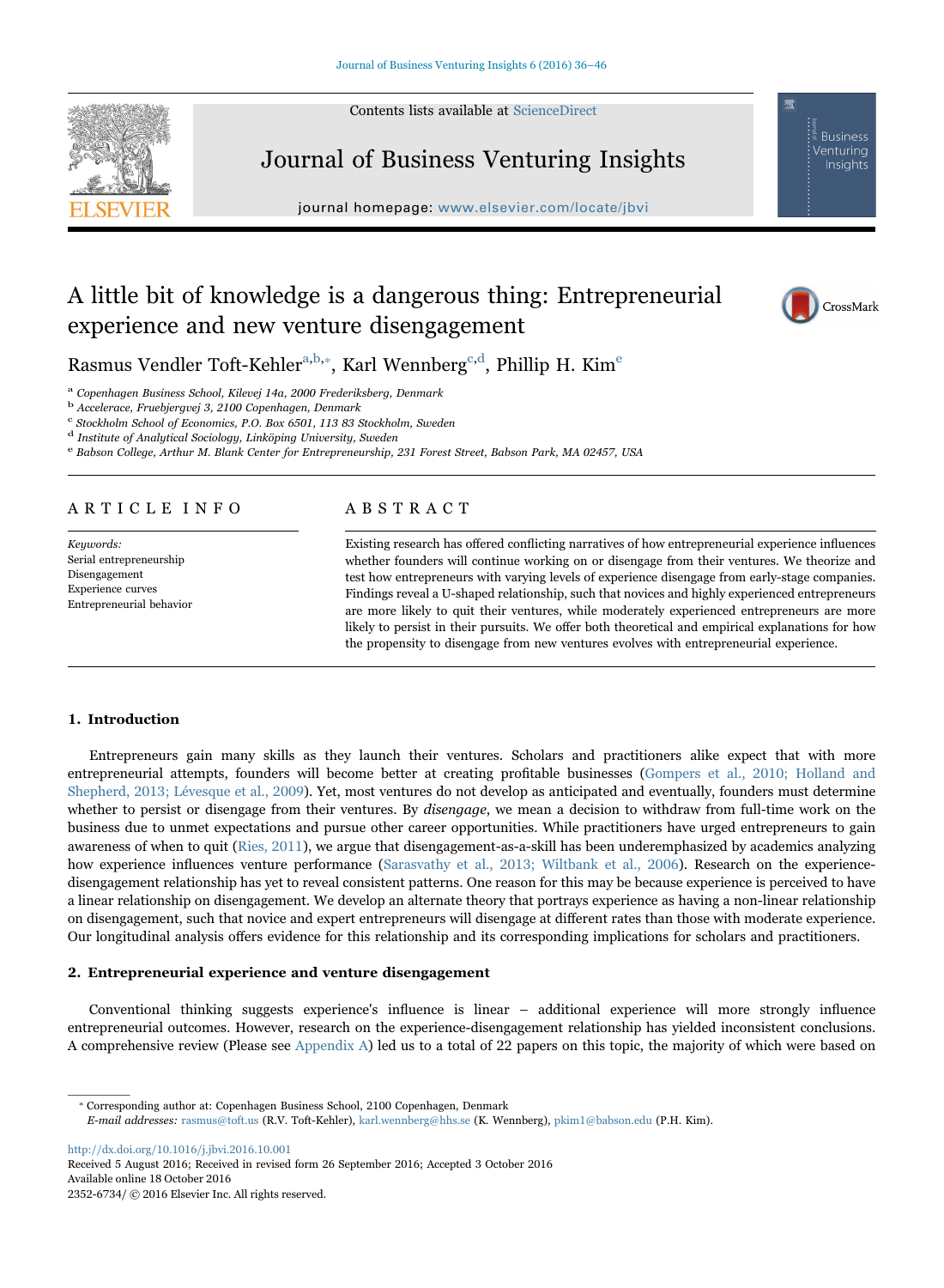# A little bit of knowledge is a dangerous thing: Entrepreneurial experience and new venture disengagement

Rasmus Vendler Toft-Kehler[a,b,*], Karl Wennberg[c,d], Phillip H. Kim[e]

[a] Copenhagen Business School, Kilevej 14a, 2000 Frederiksberg, Denmark
[b] Accelerace, Fruebjergvej 3, 2100 Copenhagen, Denmark
[c] Stockholm School of Economics, P.O. Box 6501, 113 83 Stockholm, Sweden
[d] Institute of Analytical Sociology, Linköping University, Sweden
[e] Babson College, Arthur M. Blank Center for Entrepreneurship, 231 Forest Street, Babson Park, MA 02457, USA

## ARTICLE INFO

*Keywords:*
Serial entrepreneurship
Disengagement
Experience curves
Entrepreneurial behavior

## ABSTRACT

Existing research has offered conflicting narratives of how entrepreneurial experience influences whether founders will continue working on or disengage from their ventures. We theorize and test how entrepreneurs with varying levels of experience disengage from early-stage companies. Findings reveal a U-shaped relationship, such that novices and highly experienced entrepreneurs are more likely to quit their ventures, while moderately experienced entrepreneurs are more likely to persist in their pursuits. We offer both theoretical and empirical explanations for how the propensity to disengage from new ventures evolves with entrepreneurial experience.

## 1. Introduction

Entrepreneurs gain many skills as they launch their ventures. Scholars and practitioners alike expect that with more entrepreneurial attempts, founders will become better at creating profitable businesses (Gompers et al., 2010; Holland and Shepherd, 2013; Lévesque et al., 2009). Yet, most ventures do not develop as anticipated and eventually, founders must determine whether to persist or disengage from their ventures. By *disengage*, we mean a decision to withdraw from full-time work on the business due to unmet expectations and pursue other career opportunities. While practitioners have urged entrepreneurs to gain awareness of when to quit (Ries, 2011), we argue that disengagement-as-a-skill has been underemphasized by academics analyzing how experience influences venture performance (Sarasvathy et al., 2013; Wiltbank et al., 2006). Research on the experience-disengagement relationship has yet to reveal consistent patterns. One reason for this may be because experience is perceived to have a linear relationship on disengagement. We develop an alternate theory that portrays experience as having a non-linear relationship on disengagement, such that novice and expert entrepreneurs will disengage at different rates than those with moderate experience. Our longitudinal analysis offers evidence for this relationship and its corresponding implications for scholars and practitioners.

## 2. Entrepreneurial experience and venture disengagement

Conventional thinking suggests experience's influence is linear – additional experience will more strongly influence entrepreneurial outcomes. However, research on the experience-disengagement relationship has yielded inconsistent conclusions. A comprehensive review (Please see Appendix A) led us to a total of 22 papers on this topic, the majority of which were based on

* Corresponding author at: Copenhagen Business School, 2100 Copenhagen, Denmark
*E-mail addresses:* rasmus@toft.us (R.V. Toft-Kehler), karl.wennberg@hhs.se (K. Wennberg), pkim1@babson.edu (P.H. Kim).

http://dx.doi.org/10.1016/j.jbvi.2016.10.001
Received 5 August 2016; Received in revised form 26 September 2016; Accepted 3 October 2016
Available online 18 October 2016
2352-6734/ © 2016 Elsevier Inc. All rights reserved.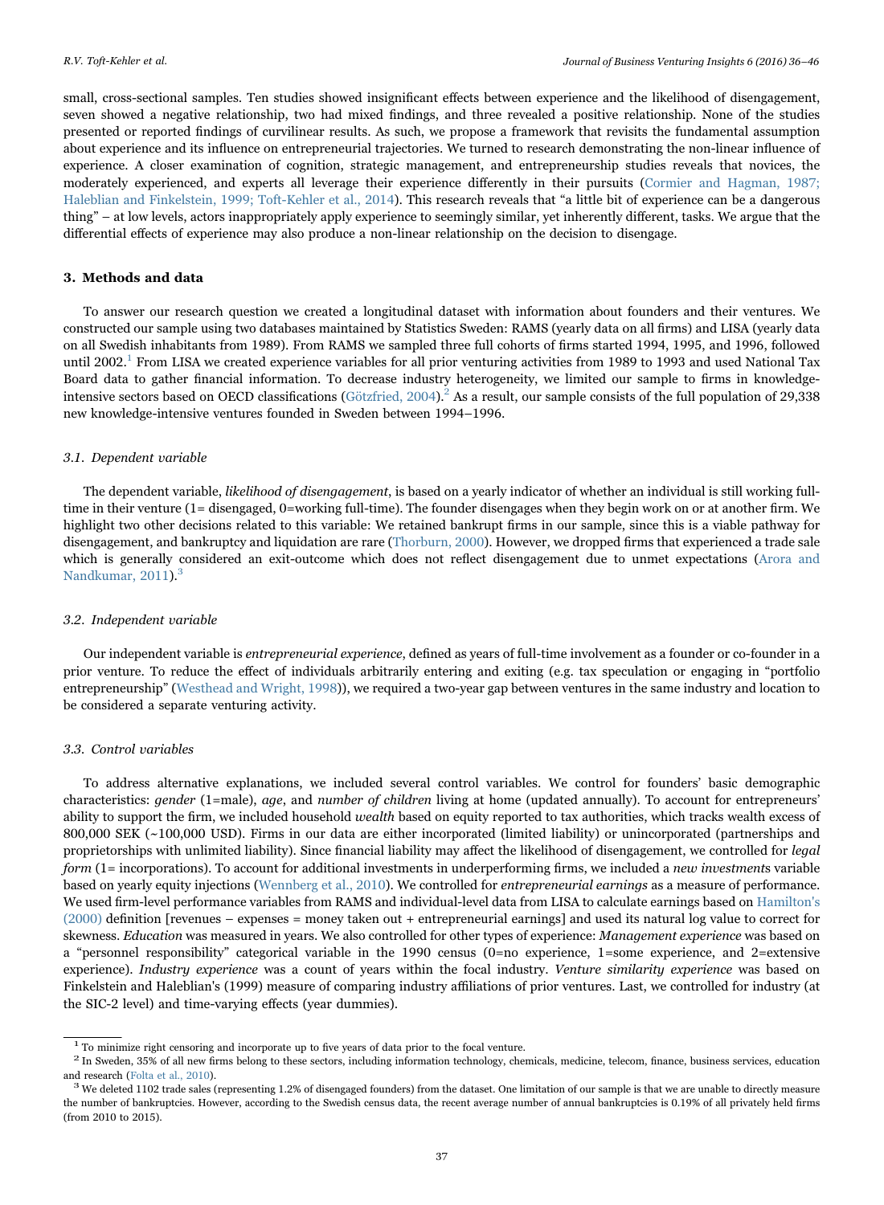small, cross-sectional samples. Ten studies showed insignificant effects between experience and the likelihood of disengagement, seven showed a negative relationship, two had mixed findings, and three revealed a positive relationship. None of the studies presented or reported findings of curvilinear results. As such, we propose a framework that revisits the fundamental assumption about experience and its influence on entrepreneurial trajectories. We turned to research demonstrating the non-linear influence of experience. A closer examination of cognition, strategic management, and entrepreneurship studies reveals that novices, the moderately experienced, and experts all leverage their experience differently in their pursuits (Cormier and Hagman, 1987; Haleblian and Finkelstein, 1999; Toft-Kehler et al., 2014). This research reveals that "a little bit of experience can be a dangerous thing" – at low levels, actors inappropriately apply experience to seemingly similar, yet inherently different, tasks. We argue that the differential effects of experience may also produce a non-linear relationship on the decision to disengage.

## 3. Methods and data

To answer our research question we created a longitudinal dataset with information about founders and their ventures. We constructed our sample using two databases maintained by Statistics Sweden: RAMS (yearly data on all firms) and LISA (yearly data on all Swedish inhabitants from 1989). From RAMS we sampled three full cohorts of firms started 1994, 1995, and 1996, followed until 2002.[1] From LISA we created experience variables for all prior venturing activities from 1989 to 1993 and used National Tax Board data to gather financial information. To decrease industry heterogeneity, we limited our sample to firms in knowledge-intensive sectors based on OECD classifications (Götzfried, 2004).[2] As a result, our sample consists of the full population of 29,338 new knowledge-intensive ventures founded in Sweden between 1994–1996.

### 3.1. Dependent variable

The dependent variable, *likelihood of disengagement*, is based on a yearly indicator of whether an individual is still working full-time in their venture (1= disengaged, 0=working full-time). The founder disengages when they begin work on or at another firm. We highlight two other decisions related to this variable: We retained bankrupt firms in our sample, since this is a viable pathway for disengagement, and bankruptcy and liquidation are rare (Thorburn, 2000). However, we dropped firms that experienced a trade sale which is generally considered an exit-outcome which does not reflect disengagement due to unmet expectations (Arora and Nandkumar, 2011).[3]

### 3.2. Independent variable

Our independent variable is *entrepreneurial experience*, defined as years of full-time involvement as a founder or co-founder in a prior venture. To reduce the effect of individuals arbitrarily entering and exiting (e.g. tax speculation or engaging in "portfolio entrepreneurship" (Westhead and Wright, 1998)), we required a two-year gap between ventures in the same industry and location to be considered a separate venturing activity.

### 3.3. Control variables

To address alternative explanations, we included several control variables. We control for founders' basic demographic characteristics: *gender* (1=male), *age*, and *number of children* living at home (updated annually). To account for entrepreneurs' ability to support the firm, we included household *wealth* based on equity reported to tax authorities, which tracks wealth excess of 800,000 SEK (~100,000 USD). Firms in our data are either incorporated (limited liability) or unincorporated (partnerships and proprietorships with unlimited liability). Since financial liability may affect the likelihood of disengagement, we controlled for *legal form* (1= incorporations). To account for additional investments in underperforming firms, we included a *new investment*s variable based on yearly equity injections (Wennberg et al., 2010). We controlled for *entrepreneurial earnings* as a measure of performance. We used firm-level performance variables from RAMS and individual-level data from LISA to calculate earnings based on Hamilton's (2000) definition [revenues – expenses = money taken out + entrepreneurial earnings] and used its natural log value to correct for skewness. *Education* was measured in years. We also controlled for other types of experience: *Management experience* was based on a "personnel responsibility" categorical variable in the 1990 census (0=no experience, 1=some experience, and 2=extensive experience). *Industry experience* was a count of years within the focal industry. *Venture similarity experience* was based on Finkelstein and Haleblian's (1999) measure of comparing industry affiliations of prior ventures. Last, we controlled for industry (at the SIC-2 level) and time-varying effects (year dummies).

---

[1] To minimize right censoring and incorporate up to five years of data prior to the focal venture.

[2] In Sweden, 35% of all new firms belong to these sectors, including information technology, chemicals, medicine, telecom, finance, business services, education and research (Folta et al., 2010).

[3] We deleted 1102 trade sales (representing 1.2% of disengaged founders) from the dataset. One limitation of our sample is that we are unable to directly measure the number of bankruptcies. However, according to the Swedish census data, the recent average number of annual bankruptcies is 0.19% of all privately held firms (from 2010 to 2015).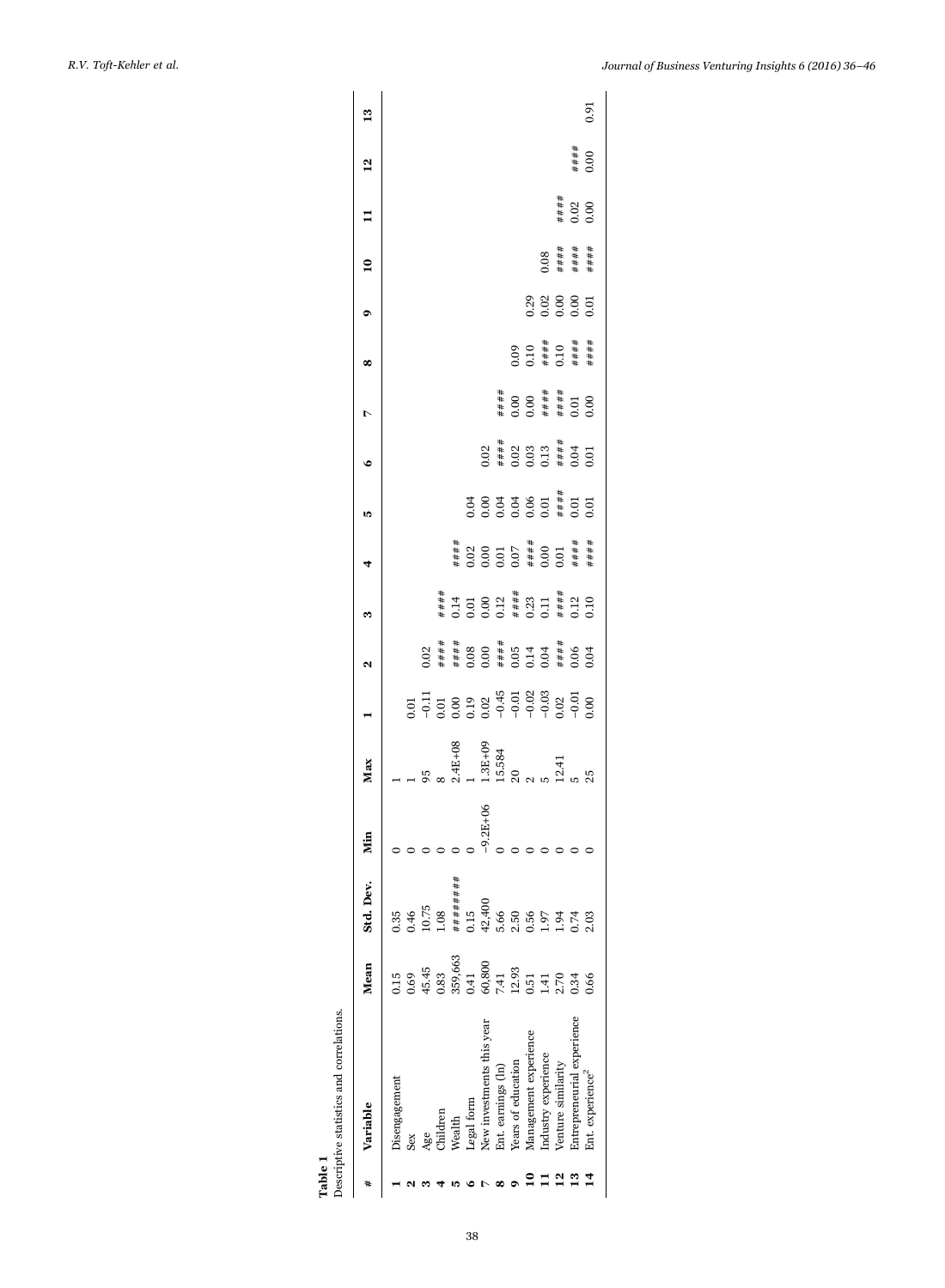**Table 1**
Descriptive statistics and correlations.

| # | Variable | Mean | Std. Dev. | Min | Max | 1 | 2 | 3 | 4 | 5 | 6 | 7 | 8 | 9 | 10 | 11 | 12 | 13 |
|---|---|---|---|---|---|---|---|---|---|---|---|---|---|---|---|---|---|---|
| 1 | Disengagement | 0.15 | 0.35 | 0 | 1 | | | | | | | | | | | | | |
| 2 | Sex | 0.69 | 0.46 | 0 | 1 | 0.01 | | | | | | | | | | | | |
| 3 | Age | 45.45 | 10.75 | 0 | 95 | −0.11 | 0.02 | | | | | | | | | | | |
| 4 | Children | 0.83 | 1.08 | 0 | 8 | 0.01 | #### | #### | | | | | | | | | | |
| 5 | Wealth | 359,663 | ######## | 0 | 2.4E+08 | 0.00 | #### | 0.14 | #### | | | | | | | | | |
| 6 | Legal form | 0.41 | 0.15 | 0 | 1 | 0.19 | 0.08 | 0.01 | 0.02 | 0.04 | | | | | | | | |
| 7 | New investments this year | 60,800 | 42,400 | −9.2E+06 | 1.3E+09 | 0.02 | 0.00 | 0.00 | 0.00 | 0.00 | 0.02 | | | | | | | |
| 8 | Ent. earnings (ln) | 7.41 | 5.66 | 0 | 15.584 | −0.45 | #### | 0.12 | 0.01 | 0.04 | #### | #### | | | | | | |
| 9 | Years of education | 12.93 | 2.50 | 0 | 20 | −0.01 | 0.05 | #### | 0.07 | 0.04 | 0.02 | 0.00 | 0.09 | | | | | |
| 10 | Management experience | 0.51 | 0.56 | 0 | 2 | −0.02 | 0.14 | 0.23 | #### | 0.06 | 0.03 | 0.00 | 0.10 | 0.29 | | | | |
| 11 | Industry experience | 1.41 | 1.97 | 0 | 5 | −0.03 | 0.04 | 0.11 | 0.00 | 0.01 | 0.13 | #### | #### | 0.02 | 0.08 | | | |
| 12 | Venture similarity | 2.70 | 1.94 | 0 | 12.41 | 0.02 | #### | #### | 0.01 | #### | #### | #### | 0.10 | 0.00 | #### | #### | | |
| 13 | Entrepreneurial experience | 0.34 | 0.74 | 0 | 5 | −0.01 | 0.06 | 0.12 | #### | 0.01 | 0.04 | 0.01 | #### | 0.00 | #### | 0.02 | #### | |
| 14 | Ent. experience$^2$ | 0.66 | 2.03 | 0 | 25 | 0.00 | 0.04 | 0.10 | #### | 0.01 | 0.01 | 0.00 | #### | 0.01 | #### | 0.00 | 0.00 | 0.91 |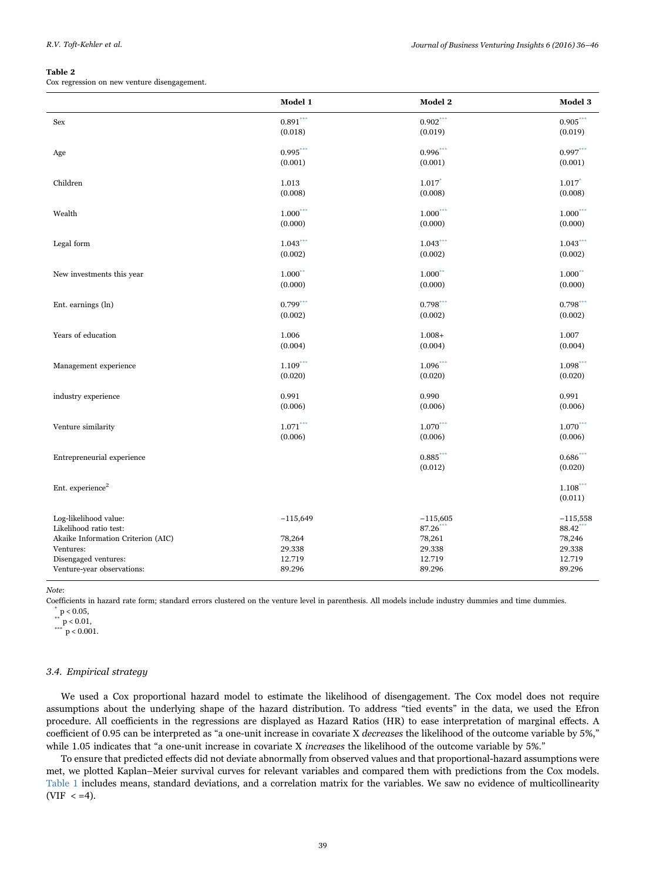**Table 2**
Cox regression on new venture disengagement.

| | Model 1 | Model 2 | Model 3 |
|---|---|---|---|
| Sex | 0.891*** | 0.902*** | 0.905*** |
| | (0.018) | (0.019) | (0.019) |
| Age | 0.995*** | 0.996*** | 0.997*** |
| | (0.001) | (0.001) | (0.001) |
| Children | 1.013 | 1.017* | 1.017* |
| | (0.008) | (0.008) | (0.008) |
| Wealth | 1.000*** | 1.000*** | 1.000*** |
| | (0.000) | (0.000) | (0.000) |
| Legal form | 1.043*** | 1.043*** | 1.043*** |
| | (0.002) | (0.002) | (0.002) |
| New investments this year | 1.000** | 1.000** | 1.000** |
| | (0.000) | (0.000) | (0.000) |
| Ent. earnings (ln) | 0.799*** | 0.798*** | 0.798*** |
| | (0.002) | (0.002) | (0.002) |
| Years of education | 1.006 | 1.008+ | 1.007 |
| | (0.004) | (0.004) | (0.004) |
| Management experience | 1.109*** | 1.096*** | 1.098*** |
| | (0.020) | (0.020) | (0.020) |
| industry experience | 0.991 | 0.990 | 0.991 |
| | (0.006) | (0.006) | (0.006) |
| Venture similarity | 1.071*** | 1.070*** | 1.070*** |
| | (0.006) | (0.006) | (0.006) |
| Entrepreneurial experience | | 0.885*** | 0.686*** |
| | | (0.012) | (0.020) |
| Ent. experience$^2$ | | | 1.108*** |
| | | | (0.011) |
| Log-likelihood value: | −115,649 | −115,605 | −115,558 |
| Likelihood ratio test: | | 87.26*** | 88.42*** |
| Akaike Information Criterion (AIC) | 78,264 | 78,261 | 78,246 |
| Ventures: | 29.338 | 29.338 | 29.338 |
| Disengaged ventures: | 12.719 | 12.719 | 12.719 |
| Venture-year observations: | 89.296 | 89.296 | 89.296 |

*Note*:
Coefficients in hazard rate form; standard errors clustered on the venture level in parenthesis. All models include industry dummies and time dummies.
\* $p < 0.05$,
\*\* $p < 0.01$,
\*\*\* $p < 0.001$.

### 3.4. Empirical strategy

We used a Cox proportional hazard model to estimate the likelihood of disengagement. The Cox model does not require assumptions about the underlying shape of the hazard distribution. To address "tied events" in the data, we used the Efron procedure. All coefficients in the regressions are displayed as Hazard Ratios (HR) to ease interpretation of marginal effects. A coefficient of 0.95 can be interpreted as "a one-unit increase in covariate X *decreases* the likelihood of the outcome variable by 5%," while 1.05 indicates that "a one-unit increase in covariate X *increases* the likelihood of the outcome variable by 5%."

To ensure that predicted effects did not deviate abnormally from observed values and that proportional-hazard assumptions were met, we plotted Kaplan–Meier survival curves for relevant variables and compared them with predictions from the Cox models. Table 1 includes means, standard deviations, and a correlation matrix for the variables. We saw no evidence of multicollinearity (VIF < =4).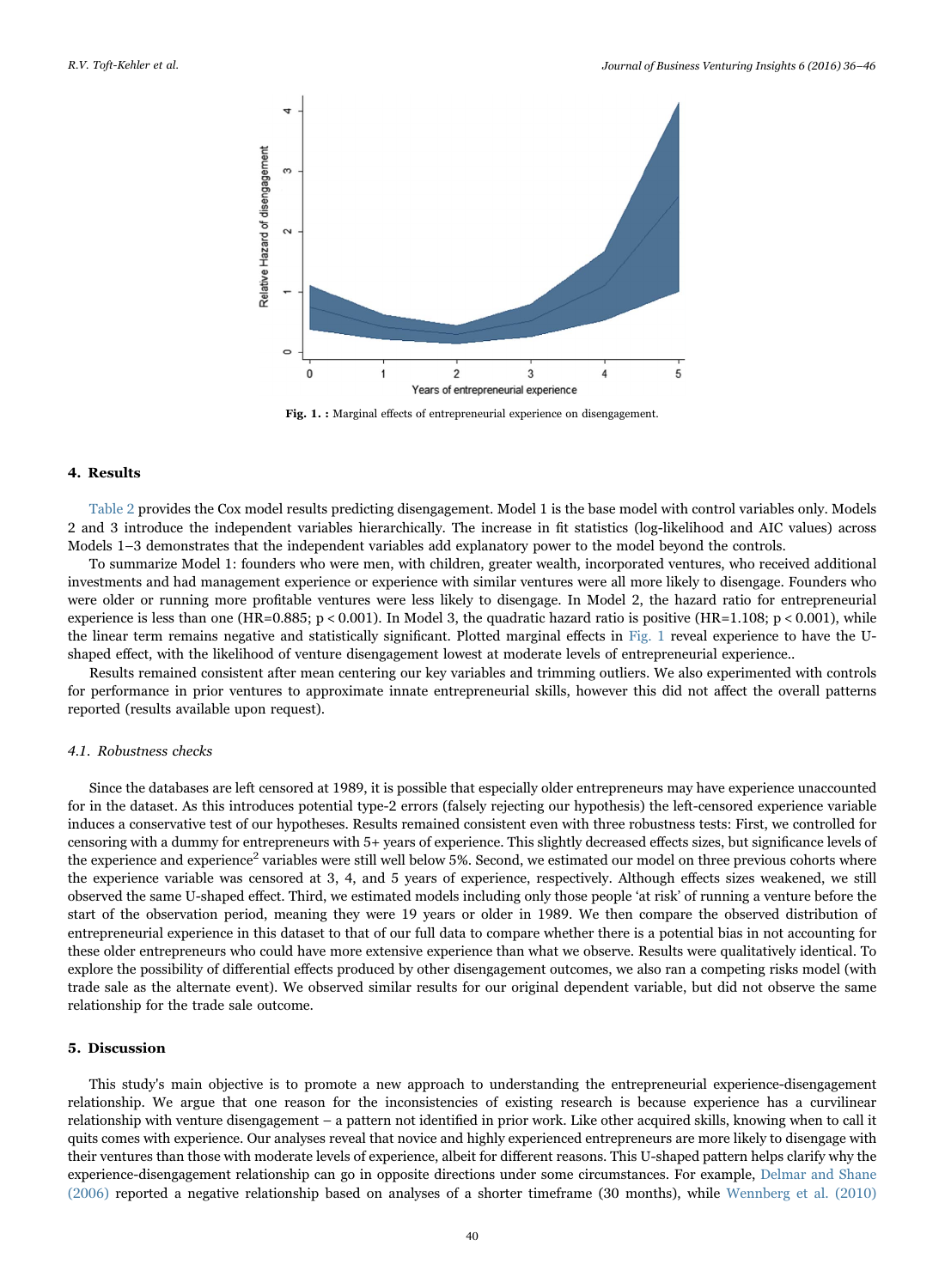Fig. 1. : Marginal effects of entrepreneurial experience on disengagement.

## 4. Results

Table 2 provides the Cox model results predicting disengagement. Model 1 is the base model with control variables only. Models 2 and 3 introduce the independent variables hierarchically. The increase in fit statistics (log-likelihood and AIC values) across Models 1–3 demonstrates that the independent variables add explanatory power to the model beyond the controls.

To summarize Model 1: founders who were men, with children, greater wealth, incorporated ventures, who received additional investments and had management experience or experience with similar ventures were all more likely to disengage. Founders who were older or running more profitable ventures were less likely to disengage. In Model 2, the hazard ratio for entrepreneurial experience is less than one (HR=0.885; $p < 0.001$). In Model 3, the quadratic hazard ratio is positive (HR=1.108; $p < 0.001$), while the linear term remains negative and statistically significant. Plotted marginal effects in Fig. 1 reveal experience to have the U-shaped effect, with the likelihood of venture disengagement lowest at moderate levels of entrepreneurial experience..

Results remained consistent after mean centering our key variables and trimming outliers. We also experimented with controls for performance in prior ventures to approximate innate entrepreneurial skills, however this did not affect the overall patterns reported (results available upon request).

### 4.1. Robustness checks

Since the databases are left censored at 1989, it is possible that especially older entrepreneurs may have experience unaccounted for in the dataset. As this introduces potential type-2 errors (falsely rejecting our hypothesis) the left-censored experience variable induces a conservative test of our hypotheses. Results remained consistent even with three robustness tests: First, we controlled for censoring with a dummy for entrepreneurs with 5+ years of experience. This slightly decreased effects sizes, but significance levels of the experience and experience$^2$ variables were still well below 5%. Second, we estimated our model on three previous cohorts where the experience variable was censored at 3, 4, and 5 years of experience, respectively. Although effects sizes weakened, we still observed the same U-shaped effect. Third, we estimated models including only those people 'at risk' of running a venture before the start of the observation period, meaning they were 19 years or older in 1989. We then compare the observed distribution of entrepreneurial experience in this dataset to that of our full data to compare whether there is a potential bias in not accounting for these older entrepreneurs who could have more extensive experience than what we observe. Results were qualitatively identical. To explore the possibility of differential effects produced by other disengagement outcomes, we also ran a competing risks model (with trade sale as the alternate event). We observed similar results for our original dependent variable, but did not observe the same relationship for the trade sale outcome.

## 5. Discussion

This study's main objective is to promote a new approach to understanding the entrepreneurial experience-disengagement relationship. We argue that one reason for the inconsistencies of existing research is because experience has a curvilinear relationship with venture disengagement – a pattern not identified in prior work. Like other acquired skills, knowing when to call it quits comes with experience. Our analyses reveal that novice and highly experienced entrepreneurs are more likely to disengage with their ventures than those with moderate levels of experience, albeit for different reasons. This U-shaped pattern helps clarify why the experience-disengagement relationship can go in opposite directions under some circumstances. For example, Delmar and Shane (2006) reported a negative relationship based on analyses of a shorter timeframe (30 months), while Wennberg et al. (2010)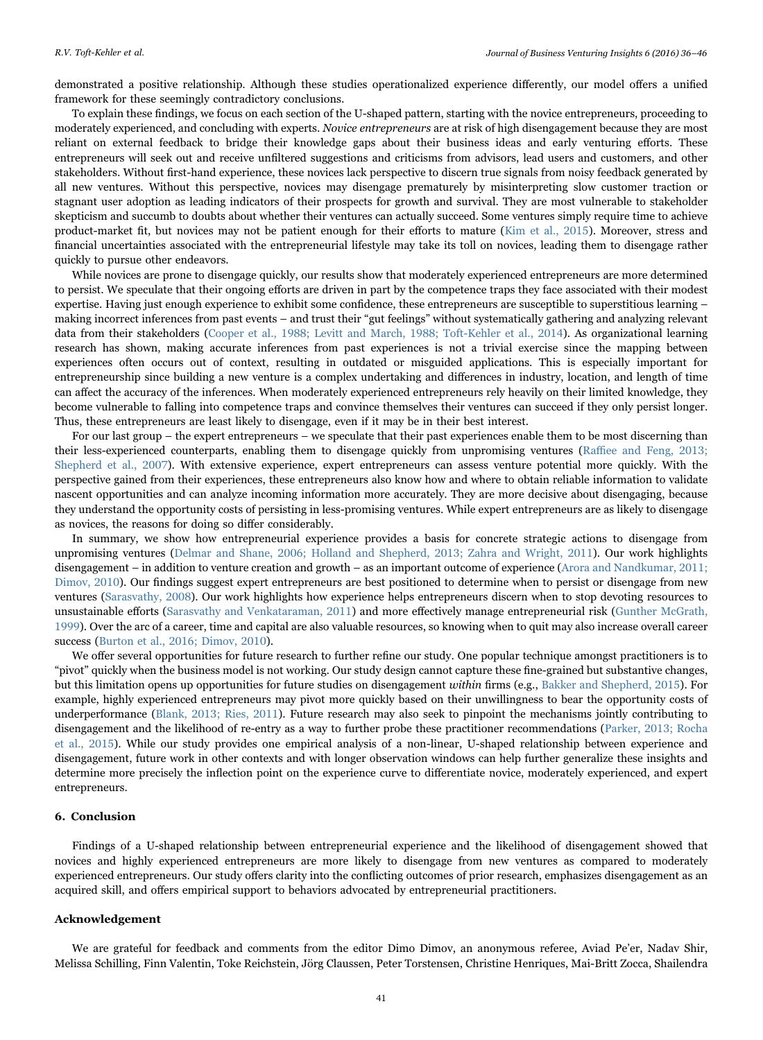demonstrated a positive relationship. Although these studies operationalized experience differently, our model offers a unified framework for these seemingly contradictory conclusions.

To explain these findings, we focus on each section of the U-shaped pattern, starting with the novice entrepreneurs, proceeding to moderately experienced, and concluding with experts. *Novice entrepreneurs* are at risk of high disengagement because they are most reliant on external feedback to bridge their knowledge gaps about their business ideas and early venturing efforts. These entrepreneurs will seek out and receive unfiltered suggestions and criticisms from advisors, lead users and customers, and other stakeholders. Without first-hand experience, these novices lack perspective to discern true signals from noisy feedback generated by all new ventures. Without this perspective, novices may disengage prematurely by misinterpreting slow customer traction or stagnant user adoption as leading indicators of their prospects for growth and survival. They are most vulnerable to stakeholder skepticism and succumb to doubts about whether their ventures can actually succeed. Some ventures simply require time to achieve product-market fit, but novices may not be patient enough for their efforts to mature (Kim et al., 2015). Moreover, stress and financial uncertainties associated with the entrepreneurial lifestyle may take its toll on novices, leading them to disengage rather quickly to pursue other endeavors.

While novices are prone to disengage quickly, our results show that moderately experienced entrepreneurs are more determined to persist. We speculate that their ongoing efforts are driven in part by the competence traps they face associated with their modest expertise. Having just enough experience to exhibit some confidence, these entrepreneurs are susceptible to superstitious learning – making incorrect inferences from past events – and trust their "gut feelings" without systematically gathering and analyzing relevant data from their stakeholders (Cooper et al., 1988; Levitt and March, 1988; Toft-Kehler et al., 2014). As organizational learning research has shown, making accurate inferences from past experiences is not a trivial exercise since the mapping between experiences often occurs out of context, resulting in outdated or misguided applications. This is especially important for entrepreneurship since building a new venture is a complex undertaking and differences in industry, location, and length of time can affect the accuracy of the inferences. When moderately experienced entrepreneurs rely heavily on their limited knowledge, they become vulnerable to falling into competence traps and convince themselves their ventures can succeed if they only persist longer. Thus, these entrepreneurs are least likely to disengage, even if it may be in their best interest.

For our last group – the expert entrepreneurs – we speculate that their past experiences enable them to be most discerning than their less-experienced counterparts, enabling them to disengage quickly from unpromising ventures (Raffiee and Feng, 2013; Shepherd et al., 2007). With extensive experience, expert entrepreneurs can assess venture potential more quickly. With the perspective gained from their experiences, these entrepreneurs also know how and where to obtain reliable information to validate nascent opportunities and can analyze incoming information more accurately. They are more decisive about disengaging, because they understand the opportunity costs of persisting in less-promising ventures. While expert entrepreneurs are as likely to disengage as novices, the reasons for doing so differ considerably.

In summary, we show how entrepreneurial experience provides a basis for concrete strategic actions to disengage from unpromising ventures (Delmar and Shane, 2006; Holland and Shepherd, 2013; Zahra and Wright, 2011). Our work highlights disengagement – in addition to venture creation and growth – as an important outcome of experience (Arora and Nandkumar, 2011; Dimov, 2010). Our findings suggest expert entrepreneurs are best positioned to determine when to persist or disengage from new ventures (Sarasvathy, 2008). Our work highlights how experience helps entrepreneurs discern when to stop devoting resources to unsustainable efforts (Sarasvathy and Venkataraman, 2011) and more effectively manage entrepreneurial risk (Gunther McGrath, 1999). Over the arc of a career, time and capital are also valuable resources, so knowing when to quit may also increase overall career success (Burton et al., 2016; Dimov, 2010).

We offer several opportunities for future research to further refine our study. One popular technique amongst practitioners is to "pivot" quickly when the business model is not working. Our study design cannot capture these fine-grained but substantive changes, but this limitation opens up opportunities for future studies on disengagement *within* firms (e.g., Bakker and Shepherd, 2015). For example, highly experienced entrepreneurs may pivot more quickly based on their unwillingness to bear the opportunity costs of underperformance (Blank, 2013; Ries, 2011). Future research may also seek to pinpoint the mechanisms jointly contributing to disengagement and the likelihood of re-entry as a way to further probe these practitioner recommendations (Parker, 2013; Rocha et al., 2015). While our study provides one empirical analysis of a non-linear, U-shaped relationship between experience and disengagement, future work in other contexts and with longer observation windows can help further generalize these insights and determine more precisely the inflection point on the experience curve to differentiate novice, moderately experienced, and expert entrepreneurs.

## 6. Conclusion

Findings of a U-shaped relationship between entrepreneurial experience and the likelihood of disengagement showed that novices and highly experienced entrepreneurs are more likely to disengage from new ventures as compared to moderately experienced entrepreneurs. Our study offers clarity into the conflicting outcomes of prior research, emphasizes disengagement as an acquired skill, and offers empirical support to behaviors advocated by entrepreneurial practitioners.

## Acknowledgement

We are grateful for feedback and comments from the editor Dimo Dimov, an anonymous referee, Aviad Pe'er, Nadav Shir, Melissa Schilling, Finn Valentin, Toke Reichstein, Jörg Claussen, Peter Torstensen, Christine Henriques, Mai-Britt Zocca, Shailendra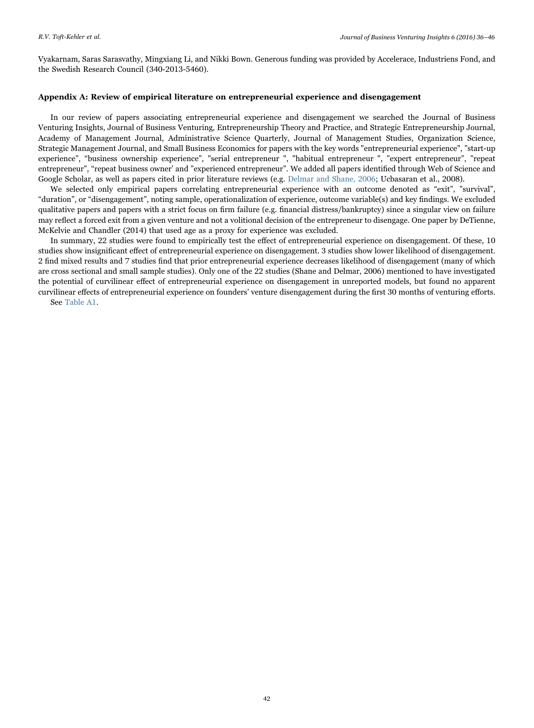Vyakarnam, Saras Sarasvathy, Mingxiang Li, and Nikki Bown. Generous funding was provided by Accelerace, Industriens Fond, and the Swedish Research Council (340-2013-5460).

## Appendix A: Review of empirical literature on entrepreneurial experience and disengagement

In our review of papers associating entrepreneurial experience and disengagement we searched the Journal of Business Venturing Insights, Journal of Business Venturing, Entrepreneurship Theory and Practice, and Strategic Entrepreneurship Journal, Academy of Management Journal, Administrative Science Quarterly, Journal of Management Studies, Organization Science, Strategic Management Journal, and Small Business Economics for papers with the key words "entrepreneurial experience", ”start-up experience”, “business ownership experience”, "serial entrepreneur ", "habitual entrepreneur ", ”expert entrepreneur”, ”repeat entrepreneur”, “repeat business owner’ and ”experienced entrepreneur”. We added all papers identified through Web of Science and Google Scholar, as well as papers cited in prior literature reviews (e.g. Delmar and Shane, 2006; Ucbasaran et al., 2008).

We selected only empirical papers correlating entrepreneurial experience with an outcome denoted as “exit”, ”survival”, “duration”, or “disengagement”, noting sample, operationalization of experience, outcome variable(s) and key findings. We excluded qualitative papers and papers with a strict focus on firm failure (e.g. financial distress/bankruptcy) since a singular view on failure may reflect a forced exit from a given venture and not a volitional decision of the entrepreneur to disengage. One paper by DeTienne, McKelvie and Chandler (2014) that used age as a proxy for experience was excluded.

In summary, 22 studies were found to empirically test the effect of entrepreneurial experience on disengagement. Of these, 10 studies show insignificant effect of entrepreneurial experience on disengagement. 3 studies show lower likelihood of disengagement. 2 find mixed results and 7 studies find that prior entrepreneurial experience decreases likelihood of disengagement (many of which are cross sectional and small sample studies). Only one of the 22 studies (Shane and Delmar, 2006) mentioned to have investigated the potential of curvilinear effect of entrepreneurial experience on disengagement in unreported models, but found no apparent curvilinear effects of entrepreneurial experience on founders’ venture disengagement during the first 30 months of venturing efforts.

See Table A1.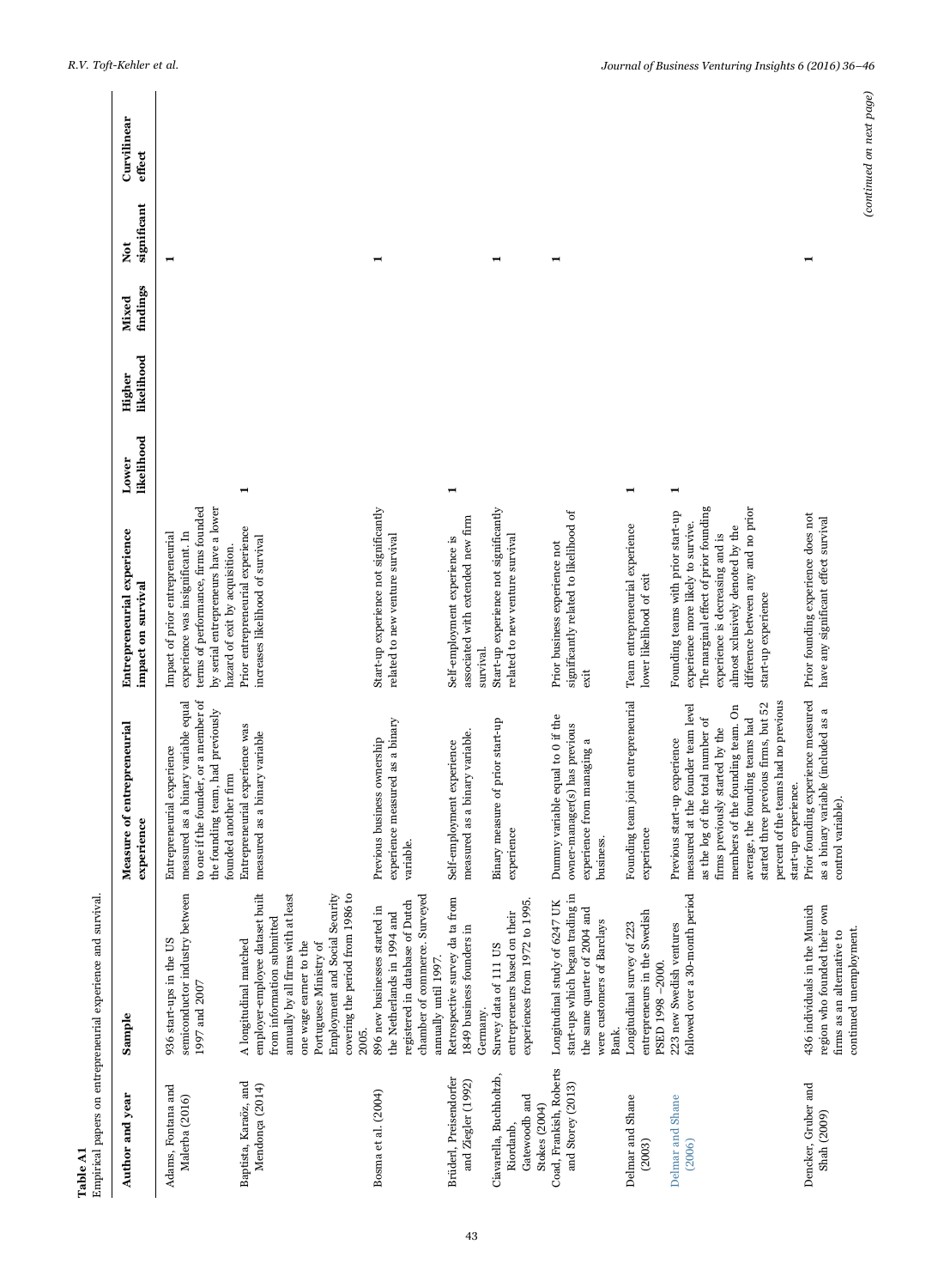**Table A1**
Empirical papers on entrepreneurial experience and survival.

| Author and year | Sample | Measure of entrepreneurial experience | Entrepreneurial experience impact on survival | Lower likelihood | Higher likelihood | Mixed findings | Not significant | Curvilinear effect |
|---|---|---|---|---|---|---|---|---|
| Adams, Fontana and Malerba (2016) | 936 start-ups in the US semiconductor industry between 1997 and 2007 | Entrepreneurial experience measured as a binary variable equal to one if the founder, or a member of the founding team, had previously founded another firm | Impact of prior entrepreneurial experience was insignificant. In terms of performance, firms founded by serial entrepreneurs have a lower hazard of exit by acquisition. | | | | 1 | |
| Baptista, Karaöz, and Mendonça (2014) | A longitudinal matched employer-employee dataset built from information submitted annually by all firms with at least one wage earner to the Portuguese Ministry of Employment and Social Security covering the period from 1986 to 2005. | Entrepreneurial experience was measured as a binary variable | Prior entrepreneurial experience increases likelihood of survival | 1 | | | | |
| Bosma et al. (2004) | 896 new businesses started in the Netherlands in 1994 and registered in database of Dutch chamber of commerce. Surveyed annually until 1997. | Previous business ownership experience measured as a binary variable. | Start-up experience not significantly related to new venture survival | | | | 1 | |
| Brüderl, Preisendorfer and Ziegler (1992) | Retrospective survey da ta from 1849 business founders in Germany. | Self-employment experience measured as a binary variable. | Self-employment experience is associated with extended new firm survival. | 1 | | | | |
| Ciavarella, Buchholtzb, Riordanb, Gatewoodb and Stokes (2004) | Survey data of 111 US entrepreneurs based on their experiences from 1972 to 1995. | Binary measure of prior start-up experience | Start-up experience not significantly related to new venture survival | | | | 1 | |
| Coad, Frankish, Roberts and Storey (2013) | Longitudinal study of 6247 UK start-ups which began trading in the same quarter of 2004 and were customers of Barclays Bank. | Dummy variable equal to 0 if the owner-manager(s) has previous experience from managing a business. | Prior business experience not significantly related to likelihood of exit | | | | 1 | |
| Delmar and Shane (2003) | Longitudinal survey of 223 entrepreneurs in the Swedish PSED 1998 –2000. | Founding team joint entrepreneurial experience | Team entrepreneurial experience lower likelihood of exit | 1 | | | | |
| Delmar and Shane (2006) | 223 new Swedish ventures followed over a 30-month period | Previous start-up experience measured at the founder team level as the log of the total number of firms previously started by the members of the founding team. On average, the founding teams had started three previous firms, but 52 percent of the teams had no previous start-up experience. | Founding teams with prior start-up experience more likely to survive. The marginal effect of prior founding experience is decreasing and is almost xclusively denoted by the difference between any and no prior start-up experience | 1 | | | | |
| Dencker, Gruber and Shah (2009) | 436 individuals in the Munich region who founded their own firms as an alternative to continued unemployment. | Prior founding experience measured as a binary variable (included as a control variable). | Prior founding experience does not have any significant effect survival | | | | 1 | |

*(continued on next page)*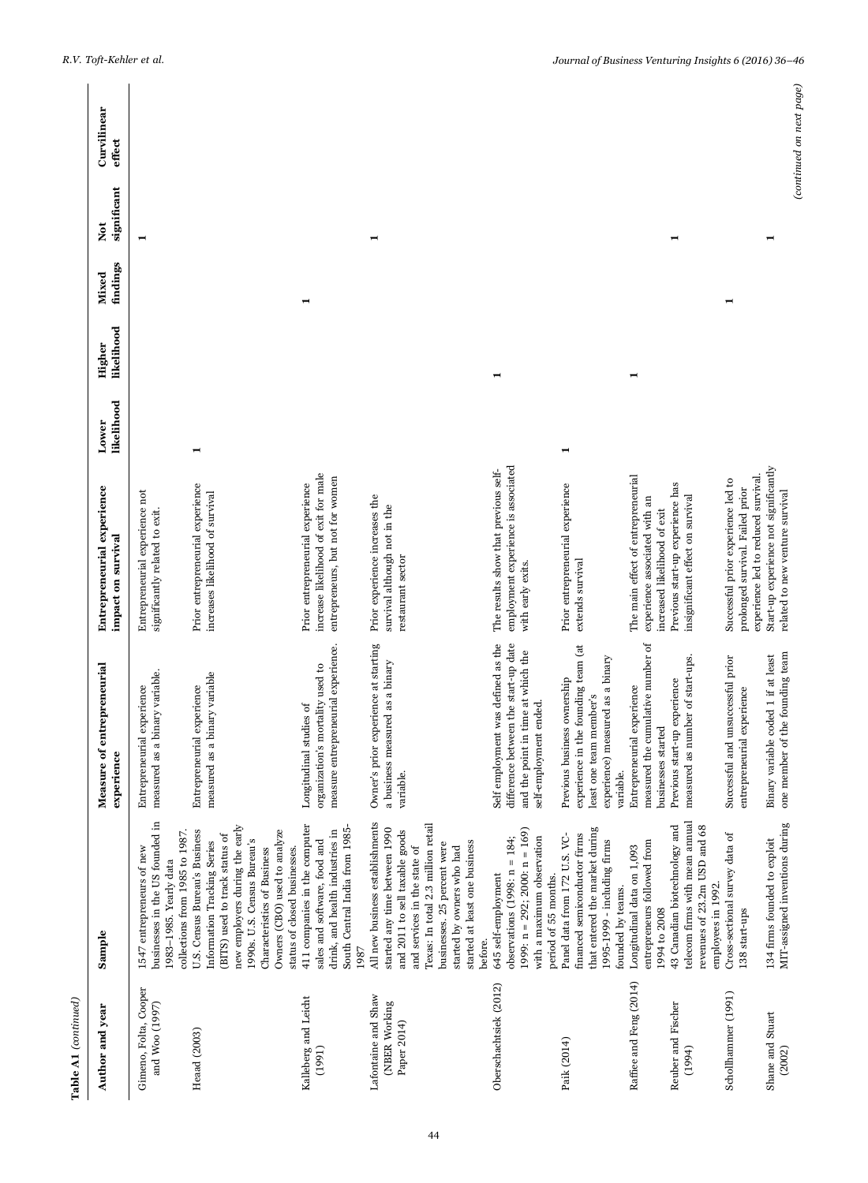**Table A1** (*continued*)

| Author and year | Sample | Measure of entrepreneurial experience | Entrepreneurial experience impact on survival | Lower likelihood | Higher likelihood | Mixed findings | Not significant | Curvilinear effect |
|---|---|---|---|---|---|---|---|---|
| Gimeno, Folta, Cooper and Woo (1997) | 1547 entrepreneurs of new businesses in the US founded in 1983–1985. Yearly data collections from 1985 to 1987. | Entrepreneurial experience measured as a binary variable. | Entrepreneurial experience not significantly related to exit. | | | | 1 | |
| Head (2003) | U.S. Census Bureau's Business Information Tracking Series (BITS) used to track status of new employers during the early 1990s. U.S. Census Bureau's Characteristics of Business Owners (CBO) used to analyze status of closed businesses. | Entrepreneurial experience measured as a binary variable | Prior entrepreneurial experience increases likelihood of survival | 1 | | | | |
| Kalleberg and Leicht (1991) | 411 companies in the computer sales and software, food and drink, and health industries in South Central India from 1985-1987 | Longitudinal studies of organization's mortality used to measure entrepreneurial experience. | Prior entrepreneurial experience increase likelihood of exit for male entrepreneurs, but not for women | | | 1 | | |
| Lafontaine and Shaw (NBER Working Paper 2014) | All new business establishments started any time between 1990 and 2011 to sell taxable goods and services in the state of Texas: In total 2.3 million retail businesses. 25 percent were started by owners who had started at least one business before. | Owner's prior experience at starting a business measured as a binary variable. | Prior experience increases the survival although not in the restaurant sector | | | | 1 | |
| Oberschachtsiek (2012) | 645 self-employment observations (1998: n = 184; 1999: n = 292; 2000: n = 169) with a maximum observation period of 55 months. | Self employment was defined as the difference between the start-up date and the point in time at which the self-employment ended. | The results show that previous self-employment experience is associated with early exits. | | 1 | | | |
| Paik (2014) | Panel data from 172 U.S. VC-financed semiconductor firms that entered the market during 1995-1999 - including firms founded by teams. | Previous business ownership experience in the founding team (at least one team member's experience) measured as a binary variable. | Prior entrepreneurial experience extends survival | 1 | | | | |
| Raffiee and Feng (2014) | Longitudinal data on 1,093 entrepreneurs followed from 1994 to 2008 | Entrepreneurial experience measured the cumulative number of businesses started | The main effect of entrepreneurial experience associated with an increased likelihood of exit | | 1 | | | |
| Reuber and Fischer (1994) | 43 Canadian biotechnology and telecom firms with mean annual revenues of 23.2m USD and 68 employees in 1992. | Previous start-up experience measured as number of start-ups. | Previous start-up experience has insignificant effect on survival | | | | 1 | |
| Schollhammer (1991) | Cross-sectional survey data of 138 start-ups | Successful and unsuccessful prior entrepreneurial experience | Successful prior experience led to prolonged survival. Failed prior experience led to reduced survival. | | | 1 | | |
| Shane and Stuart (2002) | 134 firms founded to exploit MIT-assigned inventions during | Binary variable coded 1 if at least one member of the founding team | Start-up experience not significantly related to new venture survival | | | | 1 | |

(*continued on next page*)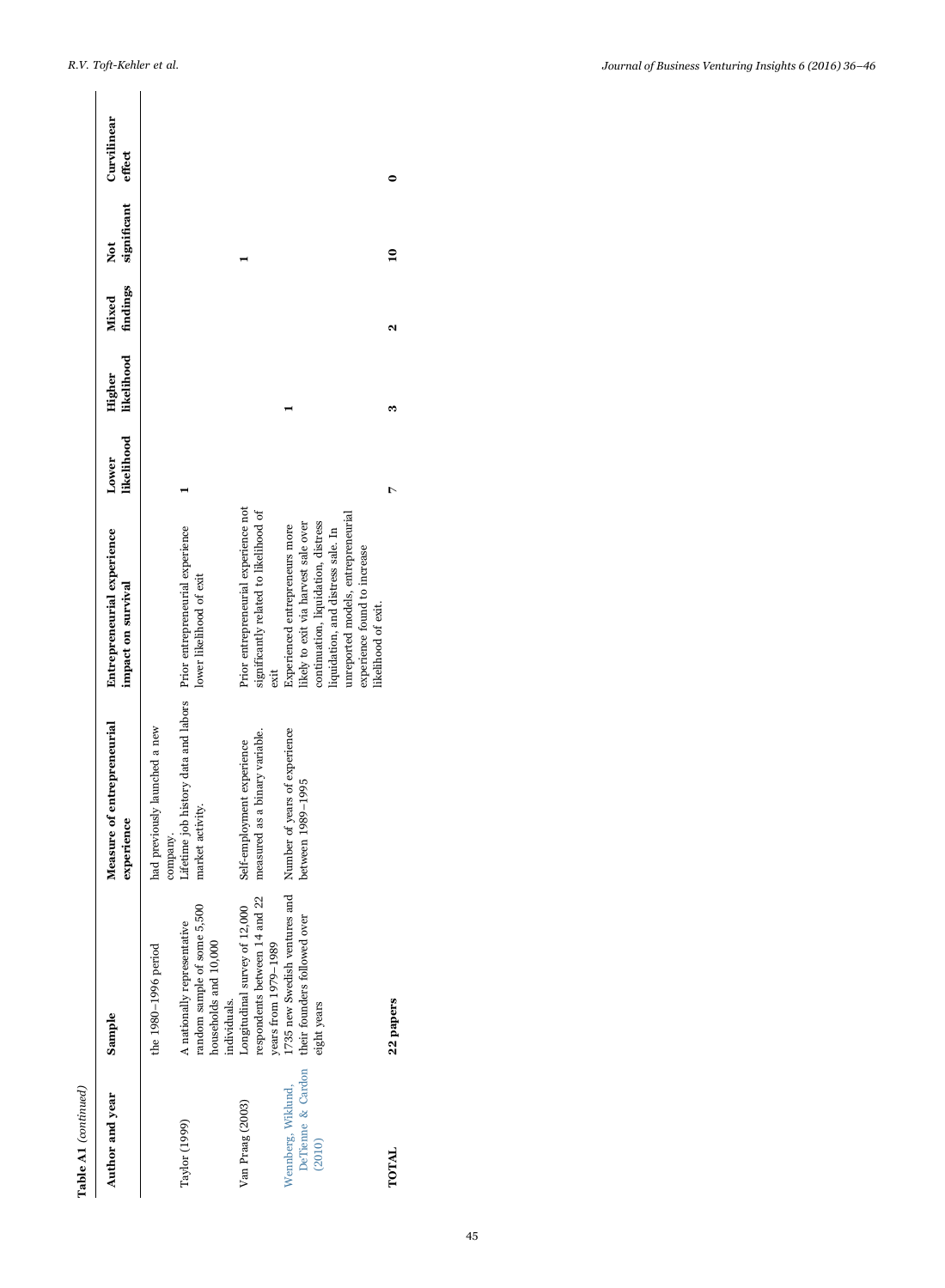**Table A1** (*continued*)

| Author and year | Sample | Measure of entrepreneurial experience | Entrepreneurial experience impact on survival | Lower likelihood | Higher likelihood | Mixed findings | Not significant | Curvilinear effect |
|---|---|---|---|---|---|---|---|---|
| | the 1980–1996 period | had previously launched a new company. | | | | | | |
| Taylor (1999) | A nationally representative random sample of some 5,500 households and 10,000 individuals. | Lifetime job history data and labors market activity. | Prior entrepreneurial experience lower likelihood of exit | 1 | | | | |
| Van Praag (2003) | Longitudinal survey of 12,000 respondents between 14 and 22 years from 1979–1989 | Self-employment experience measured as a binary variable. | Prior entrepreneurial experience not significantly related to likelihood of exit | | | | 1 | |
| Wennberg, Wiklund, DeTienne & Cardon (2010) | 1735 new Swedish ventures and their founders followed over eight years | Number of years of experience between 1989–1995 | Experienced entrepreneurs more likely to exit via harvest sale over continuation, liquidation, distress liquidation, and distress sale. In unreported models, entrepreneurial experience found to increase likelihood of exit. | | 1 | | | |
| **TOTAL** | **22 papers** | | | **7** | **3** | **2** | **10** | **0** |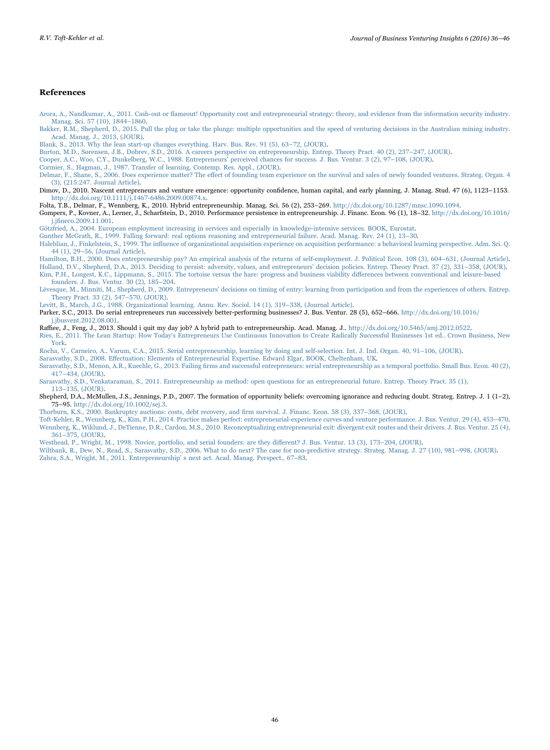## References

Arora, A., Nandkumar, A., 2011. Cash-out or flameout! Opportunity cost and entrepreneurial strategy: theory, and evidence from the information security industry. Manag. Sci. 57 (10), 1844–1860.

Bakker, R.M., Shepherd, D., 2015. Pull the plug or take the plunge: multiple opportunities and the speed of venturing decisions in the Australian mining industry. Acad. Manag. J., 2013, (JOUR).

Blank, S., 2013. Why the lean start-up changes everything. Harv. Bus. Rev. 91 (5), 63–72, (JOUR).

Burton, M.D., Sørensen, J.B., Dobrev, S.D., 2016. A careers perspective on entrepreneurship. Entrep. Theory Pract. 40 (2), 237–247, (JOUR).

Cooper, A.C., Woo, C.Y., Dunkelberg, W.C., 1988. Entrepreneurs' perceived chances for success. J. Bus. Ventur. 3 (2), 97–108, (JOUR).

Cormier, S., Hagman, J., 1987. Transfer of learning. Contemp. Res. Appl., (JOUR).

Delmar, F., Shane, S., 2006. Does experience matter? The effect of founding team experience on the survival and sales of newly founded ventures. Strateg. Organ. 4 (3), (215:247. Journal Article).

Dimov, D., 2010. Nascent entrepreneurs and venture emergence: opportunity confidence, human capital, and early planning. J. Manag. Stud. 47 (6), 1123–1153. http://dx.doi.org/10.1111/j.1467-6486.2009.00874.x.

Folta, T.B., Delmar, F., Wennberg, K., 2010. Hybrid entrepreneurship. Manag. Sci. 56 (2), 253–269. http://dx.doi.org/10.1287/mnsc.1090.1094.

Gompers, P., Kovner, A., Lerner, J., Scharfstein, D., 2010. Performance persistence in entrepreneurship. J. Financ. Econ. 96 (1), 18–32. http://dx.doi.org/10.1016/j.jfineco.2009.11.001.

Götzfried, A., 2004. European employment increasing in services and especially in knowledge-intensive services. BOOK, Eurostat.

Gunther McGrath, R., 1999. Falling forward: real options reasoning and entrepreneurial failure. Acad. Manag. Rev. 24 (1), 13–30.

Haleblian, J., Finkelstein, S., 1999. The influence of organizational acquisition experience on acquisition performance: a behavioral learning perspective. Adm. Sci. Q. 44 (1), 29–56, (Journal Article).

Hamilton, B.H., 2000. Does entrepreneurship pay? An empirical analysis of the returns of self-employment. J. Political Econ. 108 (3), 604–631, (Journal Article).

Holland, D.V., Shepherd, D.A., 2013. Deciding to persist: adversity, values, and entrepreneurs' decision policies. Entrep. Theory Pract. 37 (2), 331–358, (JOUR).

Kim, P.H., Longest, K.C., Lippmann, S., 2015. The tortoise versus the hare: progress and business viability differences between conventional and leisure-based founders. J. Bus. Ventur. 30 (2), 185–204.

Lévesque, M., Minniti, M., Shepherd, D., 2009. Entrepreneurs' decisions on timing of entry: learning from participation and from the experiences of others. Entrep. Theory Pract. 33 (2), 547–570, (JOUR).

Levitt, B., March, J.G., 1988. Organizational learning. Annu. Rev. Sociol. 14 (1), 319–338, (Journal Article).

Parker, S.C., 2013. Do serial entrepreneurs run successively better-performing businesses? J. Bus. Ventur. 28 (5), 652–666. http://dx.doi.org/10.1016/j.jbusvent.2012.08.001.

Raffiee, J., Feng, J., 2013. Should i quit my day job? A hybrid path to entrepreneurship. Acad. Manag. J.. http://dx.doi.org/10.5465/amj.2012.0522.

Ries, E., 2011. The Lean Startup: How Today's Entrepreneurs Use Continuous Innovation to Create Radically Successful Businesses 1st ed.. Crown Business, New York.

Rocha, V., Carneiro, A., Varum, C.A., 2015. Serial entrepreneurship, learning by doing and self-selection. Int. J. Ind. Organ. 40, 91–106, (JOUR).

Sarasvathy, S.D., 2008. Effectuation: Elements of Entrepreneurial Expertise. Edward Elgar, BOOK, Cheltenham, UK.

Sarasvathy, S.D., Menon, A.R., Kuechle, G., 2013. Failing firms and successful entrepreneurs: serial entrepreneurship as a temporal portfolio. Small Bus. Econ. 40 (2), 417–434, (JOUR).

Sarasvathy, S.D., Venkataraman, S., 2011. Entrepreneurship as method: open questions for an entrepreneurial future. Entrep. Theory Pract. 35 (1), 113–135, (JOUR).

Shepherd, D.A., McMullen, J.S., Jennings, P.D., 2007. The formation of opportunity beliefs: overcoming ignorance and reducing doubt. Strateg. Entrep. J. 1 (1–2), 75–95. http://dx.doi.org/10.1002/sej.3.

Thorburn, K.S., 2000. Bankruptcy auctions: costs, debt recovery, and firm survival. J. Financ. Econ. 58 (3), 337–368, (JOUR).

Toft-Kehler, R., Wennberg, K., Kim, P.H., 2014. Practice makes perfect: entrepreneurial-experience curves and venture performance. J. Bus. Ventur. 29 (4), 453–470.

Wennberg, K., Wiklund, J., DeTienne, D.R., Cardon, M.S., 2010. Reconceptualizing entrepreneurial exit: divergent exit routes and their drivers. J. Bus. Ventur. 25 (4), 361–375, (JOUR).

Westhead, P., Wright, M., 1998. Novice, portfolio, and serial founders: are they different? J. Bus. Ventur. 13 (3), 173–204, (JOUR).

Wiltbank, R., Dew, N., Read, S., Sarasvathy, S.D., 2006. What to do next? The case for non-predictive strategy. Strateg. Manag. J. 27 (10), 981–998, (JOUR).

Zahra, S.A., Wright, M., 2011. Entrepreneurship' s next act. Acad. Manag. Perspect., 67–83.